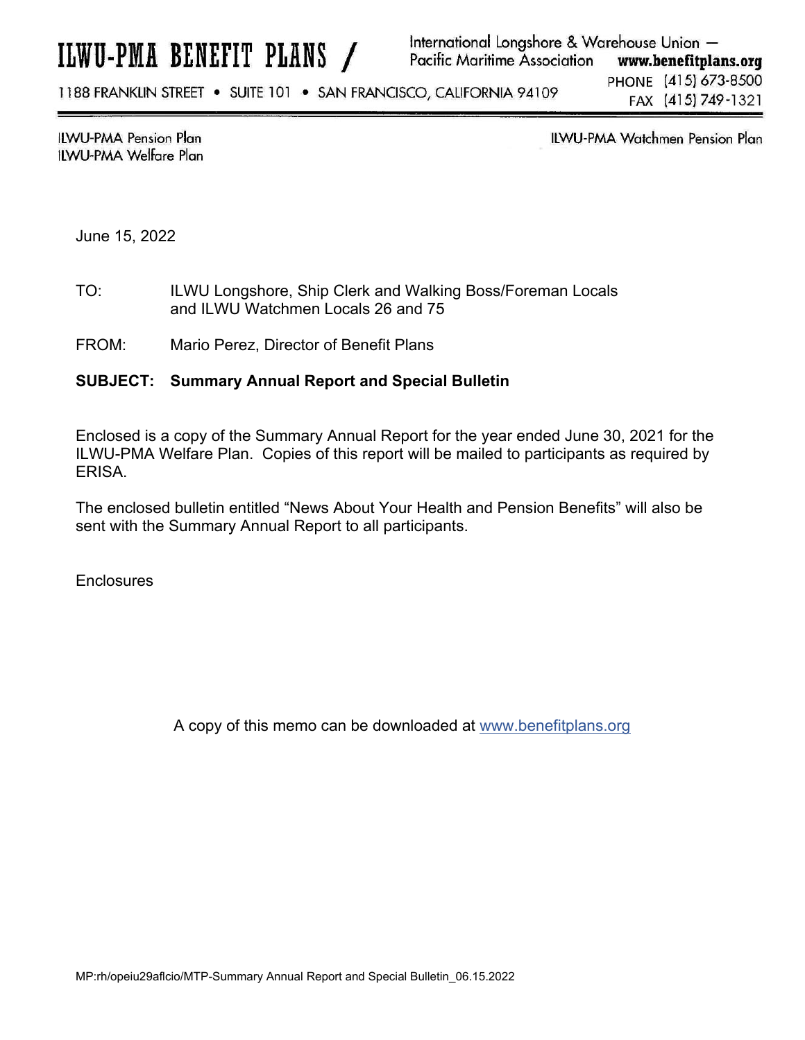# ILWU-PMA BENEFIT PLANS /

International Longshore & Warehouse Union — Pacific Maritime Association **www.benefitplans.org**

1188 FRANKLIN STREET • SUITE 101 • SAN FRANCISCO, CALIFORNIA 94109

PHONE (415) 673-8500
FAX (415) 749-1321

ILWU-PMA Pension Plan
ILWU-PMA Welfare Plan

ILWU-PMA Watchmen Pension Plan

June 15, 2022

TO: ILWU Longshore, Ship Clerk and Walking Boss/Foreman Locals and ILWU Watchmen Locals 26 and 75

FROM: Mario Perez, Director of Benefit Plans

**SUBJECT: Summary Annual Report and Special Bulletin**

Enclosed is a copy of the Summary Annual Report for the year ended June 30, 2021 for the ILWU-PMA Welfare Plan. Copies of this report will be mailed to participants as required by ERISA.

The enclosed bulletin entitled "News About Your Health and Pension Benefits" will also be sent with the Summary Annual Report to all participants.

Enclosures

A copy of this memo can be downloaded at www.benefitplans.org

MP:rh/opeiu29aflcio/MTP-Summary Annual Report and Special Bulletin_06.15.2022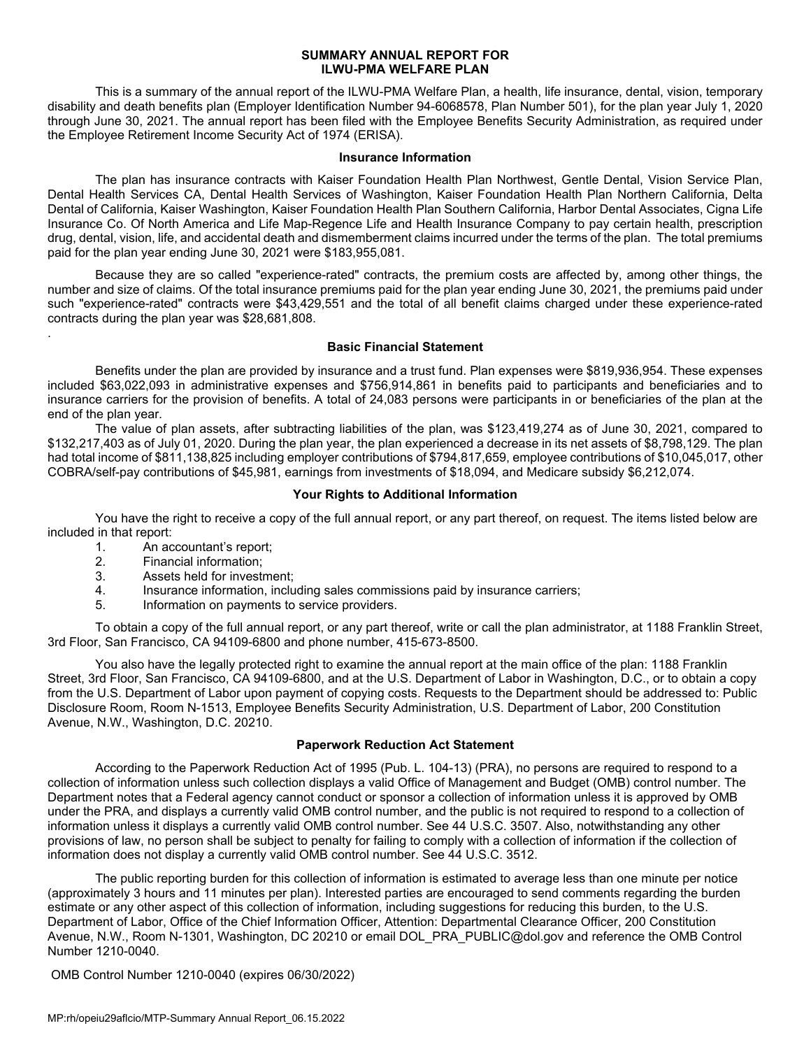# SUMMARY ANNUAL REPORT FOR ILWU-PMA WELFARE PLAN

This is a summary of the annual report of the ILWU-PMA Welfare Plan, a health, life insurance, dental, vision, temporary disability and death benefits plan (Employer Identification Number 94-6068578, Plan Number 501), for the plan year July 1, 2020 through June 30, 2021. The annual report has been filed with the Employee Benefits Security Administration, as required under the Employee Retirement Income Security Act of 1974 (ERISA).

## Insurance Information

The plan has insurance contracts with Kaiser Foundation Health Plan Northwest, Gentle Dental, Vision Service Plan, Dental Health Services CA, Dental Health Services of Washington, Kaiser Foundation Health Plan Northern California, Delta Dental of California, Kaiser Washington, Kaiser Foundation Health Plan Southern California, Harbor Dental Associates, Cigna Life Insurance Co. Of North America and Life Map-Regence Life and Health Insurance Company to pay certain health, prescription drug, dental, vision, life, and accidental death and dismemberment claims incurred under the terms of the plan. The total premiums paid for the plan year ending June 30, 2021 were $183,955,081.

Because they are so called "experience-rated" contracts, the premium costs are affected by, among other things, the number and size of claims. Of the total insurance premiums paid for the plan year ending June 30, 2021, the premiums paid under such "experience-rated" contracts were $43,429,551 and the total of all benefit claims charged under these experience-rated contracts during the plan year was $28,681,808.

## Basic Financial Statement

Benefits under the plan are provided by insurance and a trust fund. Plan expenses were $819,936,954. These expenses included $63,022,093 in administrative expenses and $756,914,861 in benefits paid to participants and beneficiaries and to insurance carriers for the provision of benefits. A total of 24,083 persons were participants in or beneficiaries of the plan at the end of the plan year.

The value of plan assets, after subtracting liabilities of the plan, was $123,419,274 as of June 30, 2021, compared to $132,217,403 as of July 01, 2020. During the plan year, the plan experienced a decrease in its net assets of $8,798,129. The plan had total income of $811,138,825 including employer contributions of $794,817,659, employee contributions of $10,045,017, other COBRA/self-pay contributions of $45,981, earnings from investments of $18,094, and Medicare subsidy $6,212,074.

## Your Rights to Additional Information

You have the right to receive a copy of the full annual report, or any part thereof, on request. The items listed below are included in that report:

1. An accountant's report;
2. Financial information;
3. Assets held for investment;
4. Insurance information, including sales commissions paid by insurance carriers;
5. Information on payments to service providers.

To obtain a copy of the full annual report, or any part thereof, write or call the plan administrator, at 1188 Franklin Street, 3rd Floor, San Francisco, CA 94109-6800 and phone number, 415-673-8500.

You also have the legally protected right to examine the annual report at the main office of the plan: 1188 Franklin Street, 3rd Floor, San Francisco, CA 94109-6800, and at the U.S. Department of Labor in Washington, D.C., or to obtain a copy from the U.S. Department of Labor upon payment of copying costs. Requests to the Department should be addressed to: Public Disclosure Room, Room N-1513, Employee Benefits Security Administration, U.S. Department of Labor, 200 Constitution Avenue, N.W., Washington, D.C. 20210.

## Paperwork Reduction Act Statement

According to the Paperwork Reduction Act of 1995 (Pub. L. 104-13) (PRA), no persons are required to respond to a collection of information unless such collection displays a valid Office of Management and Budget (OMB) control number. The Department notes that a Federal agency cannot conduct or sponsor a collection of information unless it is approved by OMB under the PRA, and displays a currently valid OMB control number, and the public is not required to respond to a collection of information unless it displays a currently valid OMB control number. See 44 U.S.C. 3507. Also, notwithstanding any other provisions of law, no person shall be subject to penalty for failing to comply with a collection of information if the collection of information does not display a currently valid OMB control number. See 44 U.S.C. 3512.

The public reporting burden for this collection of information is estimated to average less than one minute per notice (approximately 3 hours and 11 minutes per plan). Interested parties are encouraged to send comments regarding the burden estimate or any other aspect of this collection of information, including suggestions for reducing this burden, to the U.S. Department of Labor, Office of the Chief Information Officer, Attention: Departmental Clearance Officer, 200 Constitution Avenue, N.W., Room N-1301, Washington, DC 20210 or email DOL_PRA_PUBLIC@dol.gov and reference the OMB Control Number 1210-0040.

OMB Control Number 1210-0040 (expires 06/30/2022)

MP:rh/opeiu29aflcio/MTP-Summary Annual Report_06.15.2022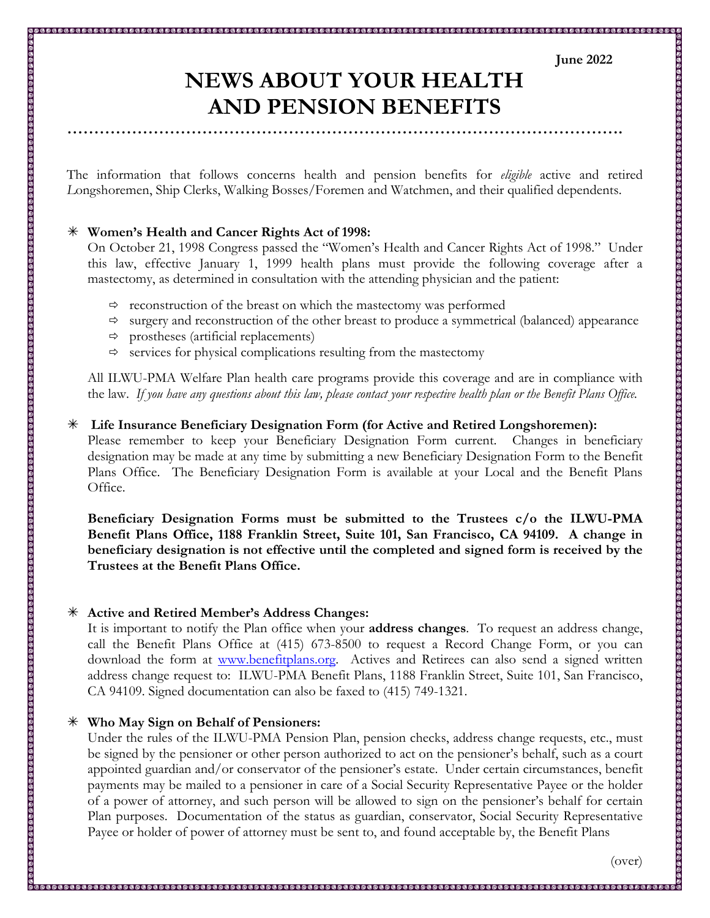June 2022

# NEWS ABOUT YOUR HEALTH AND PENSION BENEFITS

The information that follows concerns health and pension benefits for *eligible* active and retired Longshoremen, Ship Clerks, Walking Bosses/Foremen and Watchmen, and their qualified dependents.

## ✳ Women's Health and Cancer Rights Act of 1998:

On October 21, 1998 Congress passed the "Women's Health and Cancer Rights Act of 1998." Under this law, effective January 1, 1999 health plans must provide the following coverage after a mastectomy, as determined in consultation with the attending physician and the patient:

- reconstruction of the breast on which the mastectomy was performed
- surgery and reconstruction of the other breast to produce a symmetrical (balanced) appearance
- prostheses (artificial replacements)
- services for physical complications resulting from the mastectomy

All ILWU-PMA Welfare Plan health care programs provide this coverage and are in compliance with the law. *If you have any questions about this law, please contact your respective health plan or the Benefit Plans Office.*

## ✳ Life Insurance Beneficiary Designation Form (for Active and Retired Longshoremen):

Please remember to keep your Beneficiary Designation Form current. Changes in beneficiary designation may be made at any time by submitting a new Beneficiary Designation Form to the Benefit Plans Office. The Beneficiary Designation Form is available at your Local and the Benefit Plans Office.

**Beneficiary Designation Forms must be submitted to the Trustees c/o the ILWU-PMA Benefit Plans Office, 1188 Franklin Street, Suite 101, San Francisco, CA 94109. A change in beneficiary designation is not effective until the completed and signed form is received by the Trustees at the Benefit Plans Office.**

## ✳ Active and Retired Member's Address Changes:

It is important to notify the Plan office when your **address changes**. To request an address change, call the Benefit Plans Office at (415) 673-8500 to request a Record Change Form, or you can download the form at [www.benefitplans.org](http://www.benefitplans.org). Actives and Retirees can also send a signed written address change request to: ILWU-PMA Benefit Plans, 1188 Franklin Street, Suite 101, San Francisco, CA 94109. Signed documentation can also be faxed to (415) 749-1321.

## ✳ Who May Sign on Behalf of Pensioners:

Under the rules of the ILWU-PMA Pension Plan, pension checks, address change requests, etc., must be signed by the pensioner or other person authorized to act on the pensioner's behalf, such as a court appointed guardian and/or conservator of the pensioner's estate. Under certain circumstances, benefit payments may be mailed to a pensioner in care of a Social Security Representative Payee or the holder of a power of attorney, and such person will be allowed to sign on the pensioner's behalf for certain Plan purposes. Documentation of the status as guardian, conservator, Social Security Representative Payee or holder of power of attorney must be sent to, and found acceptable by, the Benefit Plans

(over)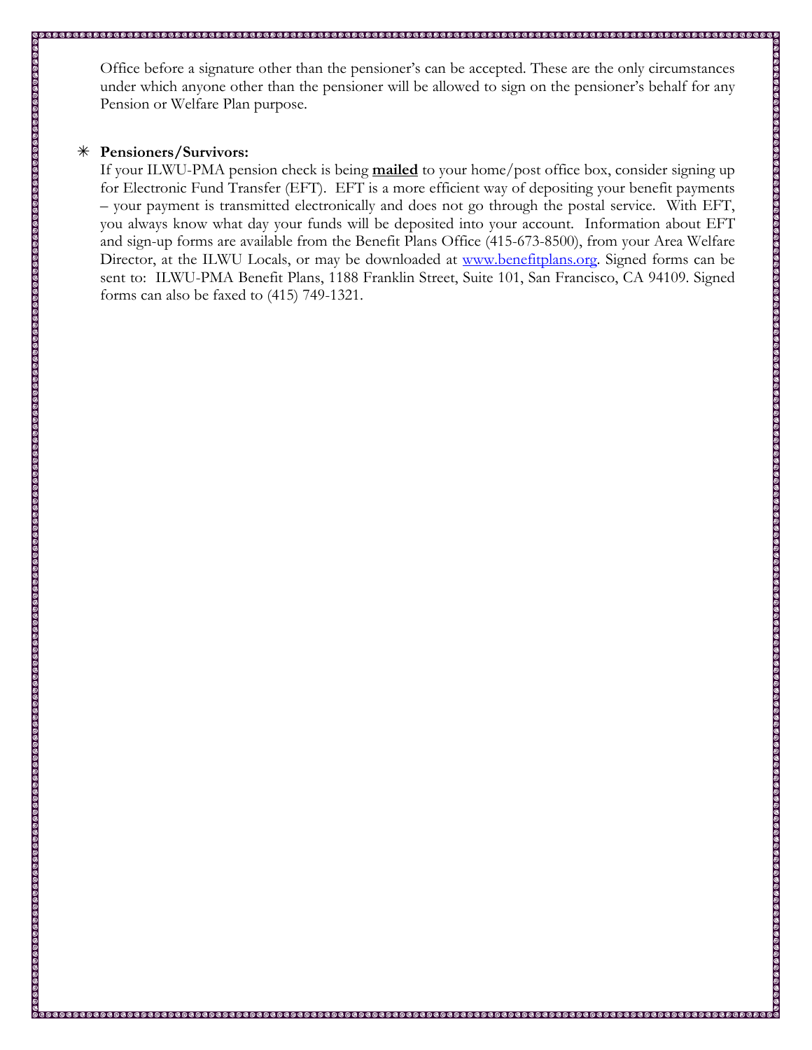Office before a signature other than the pensioner's can be accepted. These are the only circumstances under which anyone other than the pensioner will be allowed to sign on the pensioner's behalf for any Pension or Welfare Plan purpose.

- **Pensioners/Survivors:**
  If your ILWU-PMA pension check is being **mailed** to your home/post office box, consider signing up for Electronic Fund Transfer (EFT). EFT is a more efficient way of depositing your benefit payments – your payment is transmitted electronically and does not go through the postal service. With EFT, you always know what day your funds will be deposited into your account. Information about EFT and sign-up forms are available from the Benefit Plans Office (415-673-8500), from your Area Welfare Director, at the ILWU Locals, or may be downloaded at www.benefitplans.org. Signed forms can be sent to: ILWU-PMA Benefit Plans, 1188 Franklin Street, Suite 101, San Francisco, CA 94109. Signed forms can also be faxed to (415) 749-1321.